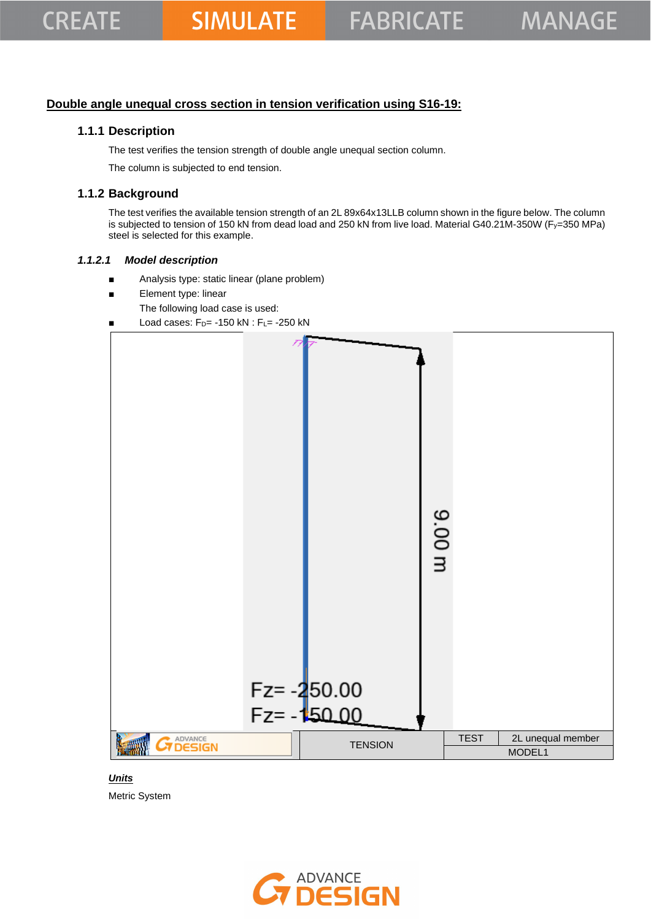**Double angle unequal cross section in tension verification using S16-19:**

### 1.1.1 Description

The test verifies the tension strength of double angle unequal section column.

The column is subjected to end tension.

### 1.1.2 Background

The test verifies the available tension strength of an 2L 89x64x13LLB column shown in the figure below. The column is subjected to tension of 150 kN from dead load and 250 kN from live load. Material G40.21M-350W ($F_y$=350 MPa) steel is selected for this example.

#### *1.1.2.1 Model description*

- Analysis type: static linear (plane problem)
- Element type: linear

  The following load case is used:
- Load cases: $F_D$= -150 kN : $F_L$= -250 kN

| | TENSION | TEST | 2L unequal member |
|---|---|---|---|
| | | MODEL1 | |

***Units***

Metric System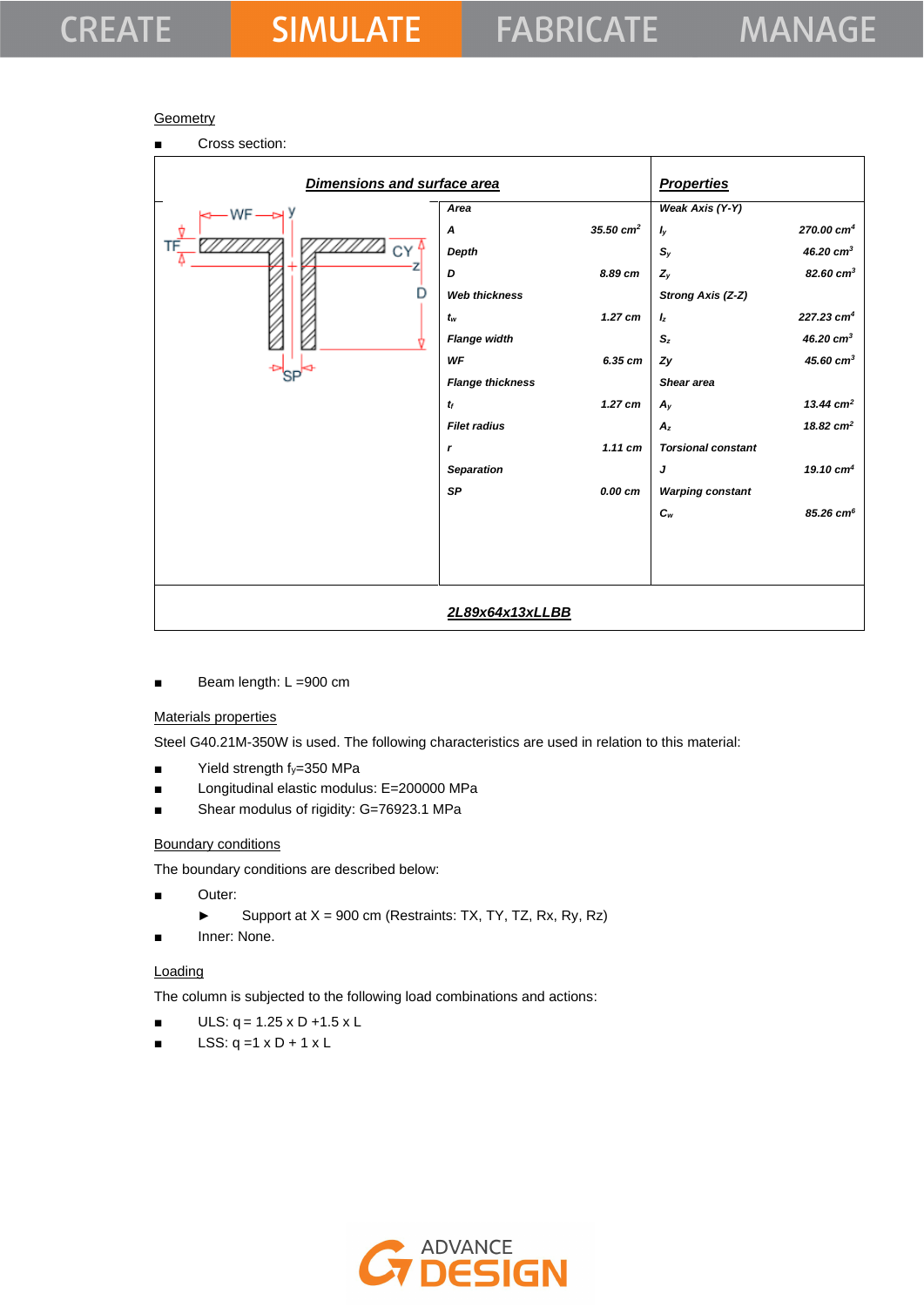Geometry

- Cross section:

| Dimensions and surface area | | Properties | |
|---|---|---|---|
| *Area* | | *Weak Axis (Y-Y)* | |
| *A* | *35.50 cm²* | $I_y$ | *270.00 cm⁴* |
| *Depth* | | $S_y$ | *46.20 cm³* |
| *D* | *8.89 cm* | $Z_y$ | *82.60 cm³* |
| *Web thickness* | | *Strong Axis (Z-Z)* | |
| $t_w$ | *1.27 cm* | $I_z$ | *227.23 cm⁴* |
| *Flange width* | | $S_z$ | *46.20 cm³* |
| *WF* | *6.35 cm* | *Zy* | *45.60 cm³* |
| *Flange thickness* | | *Shear area* | |
| $t_f$ | *1.27 cm* | $A_y$ | *13.44 cm²* |
| *Filet radius* | | $A_z$ | *18.82 cm²* |
| *r* | *1.11 cm* | *Torsional constant* | |
| *Separation* | | *J* | *19.10 cm⁴* |
| *SP* | *0.00 cm* | *Warping constant* | |
| | | $C_w$ | *85.26 cm⁶* |

**2L89x64x13xLLBB**

- Beam length: L =900 cm

Materials properties

Steel G40.21M-350W is used. The following characteristics are used in relation to this material:

- Yield strength $f_y$=350 MPa
- Longitudinal elastic modulus: E=200000 MPa
- Shear modulus of rigidity: G=76923.1 MPa

Boundary conditions

The boundary conditions are described below:

- Outer:
  - Support at X = 900 cm (Restraints: TX, TY, TZ, Rx, Ry, Rz)
- Inner: None.

Loading

The column is subjected to the following load combinations and actions:

- ULS: q = 1.25 x D +1.5 x L
- LSS: q =1 x D + 1 x L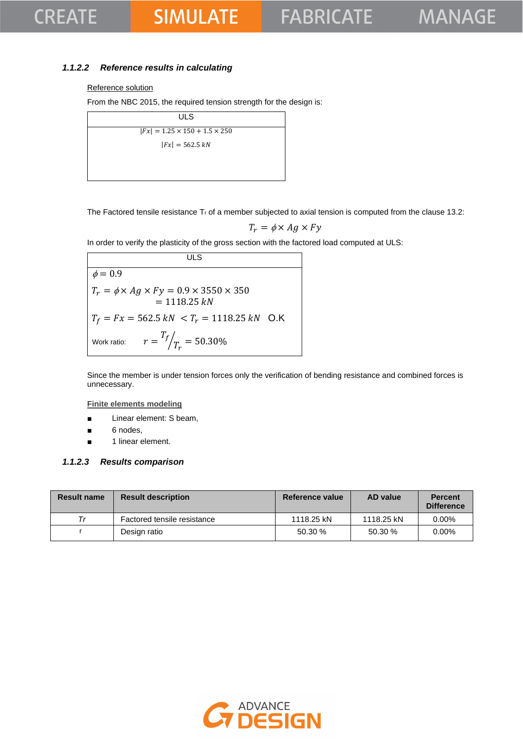### 1.1.2.2 *Reference results in calculating*

Reference solution

From the NBC 2015, the required tension strength for the design is:

| ULS |
|---|
| $\|Fx\| = 1.25 \times 150 + 1.5 \times 250$ <br> $\|Fx\| = 562.5\ kN$ |

The Factored tensile resistance $T_r$ of a member subjected to axial tension is computed from the clause 13.2:

$$T_r = \phi \times Ag \times Fy$$

In order to verify the plasticity of the gross section with the factored load computed at ULS:

| ULS |
|---|
| $\phi = 0.9$ <br> $T_r = \phi \times Ag \times Fy = 0.9 \times 3550 \times 350 = 1118.25\ kN$ <br> $T_f = Fx = 562.5\ kN < T_r = 1118.25\ kN$ O.K <br> Work ratio: $r = {T_f}/{T_r} = 50.30\%$ |

Since the member is under tension forces only the verification of bending resistance and combined forces is unnecessary.

**Finite elements modeling**

- Linear element: S beam,
- 6 nodes,
- 1 linear element.

### 1.1.2.3 *Results comparison*

| Result name | Result description | Reference value | AD value | Percent Difference |
|---|---|---|---|---|
| *Tr* | Factored tensile resistance | 1118.25 kN | 1118.25 kN | 0.00% |
| r | Design ratio | 50.30 % | 50.30 % | 0.00% |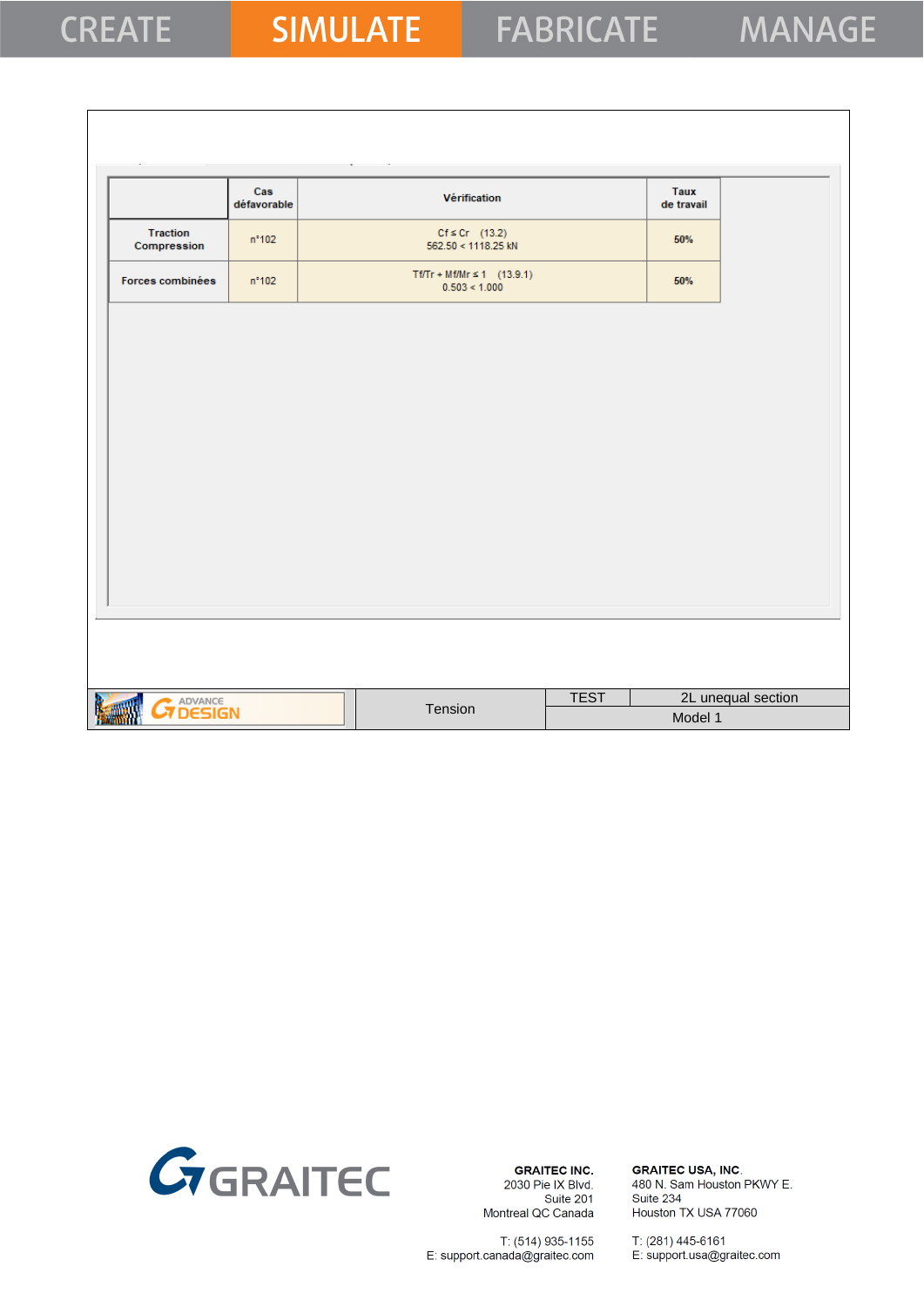| | Cas défavorable | Vérification | Taux de travail |
|---|---|---|---|
| Traction Compression | n°102 | $Cf \le Cr$ (13.2)<br>562.50 < 1118.25 kN | 50% |
| Forces combinées | n°102 | $Tf/Tr + Mf/Mr \le 1$ (13.9.1)<br>0.503 < 1.000 | 50% |

| ADVANCE DESIGN | Tension | TEST | 2L unequal section |
|---|---|---|---|
| | | Model 1 | |

**GRAITEC INC.**
2030 Pie IX Blvd.
Suite 201
Montreal QC Canada

T: (514) 935-1155
E: support.canada@graitec.com

**GRAITEC USA, INC.**
480 N. Sam Houston PKWY E.
Suite 234
Houston TX USA 77060

T: (281) 445-6161
E: support.usa@graitec.com